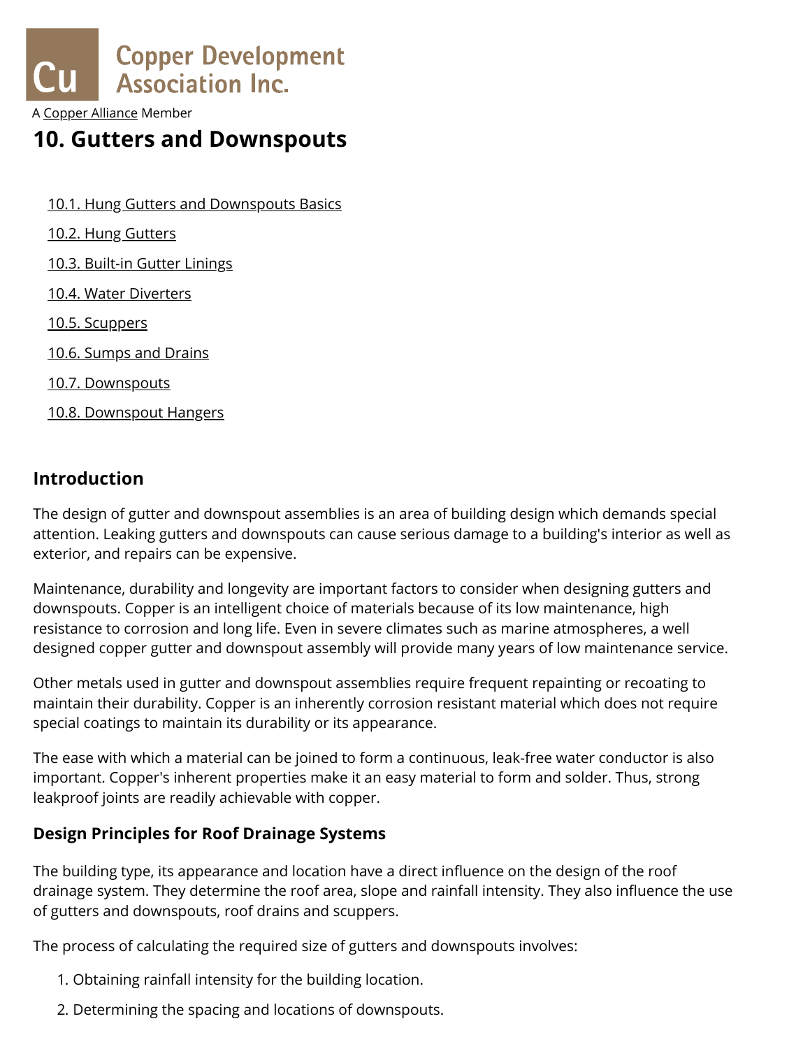Copper Development Association Inc.

A Copper Alliance Member

# 10. Gutters and Downspouts

- 10.1. Hung Gutters and Downspouts Basics
- 10.2. Hung Gutters
- 10.3. Built-in Gutter Linings
- 10.4. Water Diverters
- 10.5. Scuppers
- 10.6. Sumps and Drains
- 10.7. Downspouts
- 10.8. Downspout Hangers

## Introduction

The design of gutter and downspout assemblies is an area of building design which demands special attention. Leaking gutters and downspouts can cause serious damage to a building's interior as well as exterior, and repairs can be expensive.

Maintenance, durability and longevity are important factors to consider when designing gutters and downspouts. Copper is an intelligent choice of materials because of its low maintenance, high resistance to corrosion and long life. Even in severe climates such as marine atmospheres, a well designed copper gutter and downspout assembly will provide many years of low maintenance service.

Other metals used in gutter and downspout assemblies require frequent repainting or recoating to maintain their durability. Copper is an inherently corrosion resistant material which does not require special coatings to maintain its durability or its appearance.

The ease with which a material can be joined to form a continuous, leak-free water conductor is also important. Copper's inherent properties make it an easy material to form and solder. Thus, strong leakproof joints are readily achievable with copper.

### Design Principles for Roof Drainage Systems

The building type, its appearance and location have a direct influence on the design of the roof drainage system. They determine the roof area, slope and rainfall intensity. They also influence the use of gutters and downspouts, roof drains and scuppers.

The process of calculating the required size of gutters and downspouts involves:

1. Obtaining rainfall intensity for the building location.
2. Determining the spacing and locations of downspouts.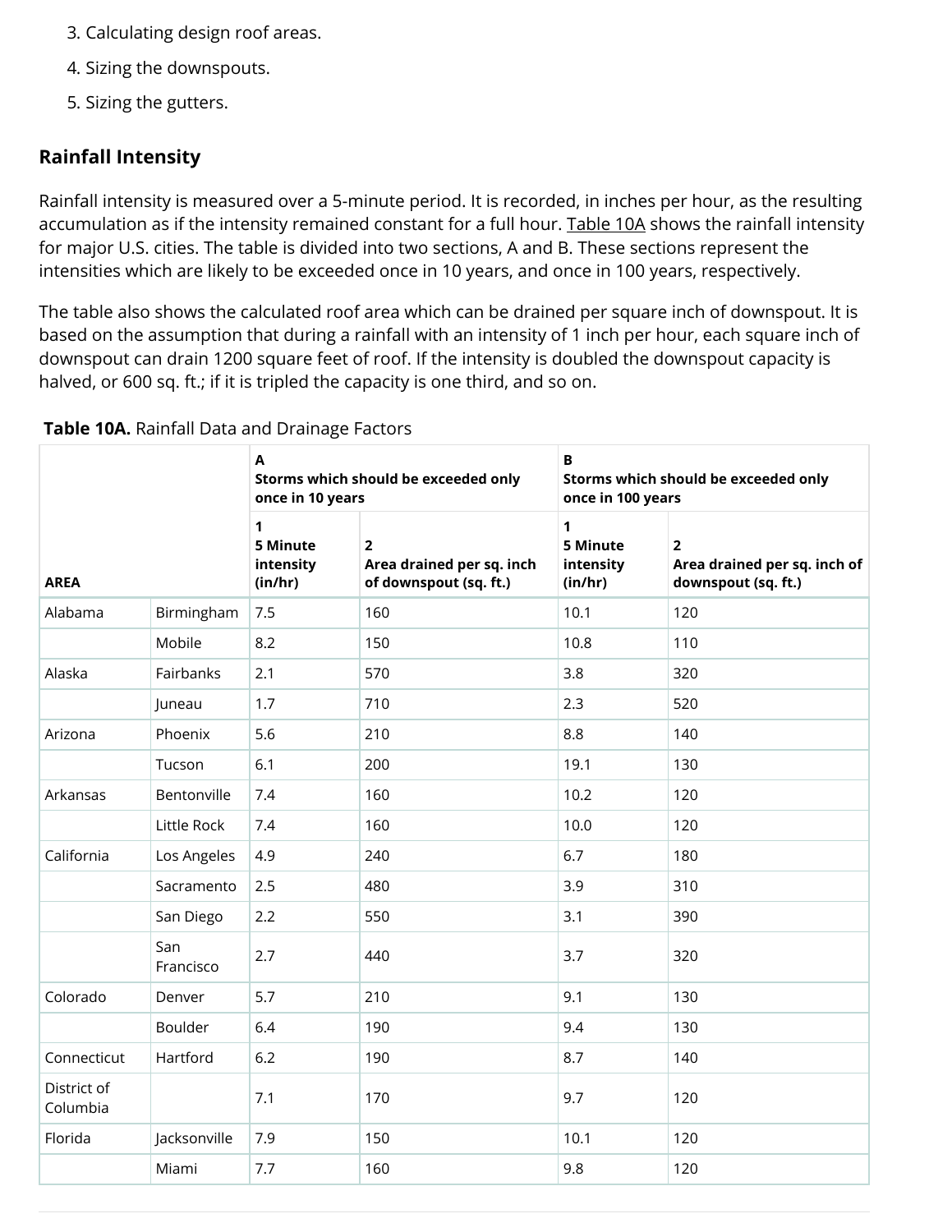3. Calculating design roof areas.
4. Sizing the downspouts.
5. Sizing the gutters.

## Rainfall Intensity

Rainfall intensity is measured over a 5-minute period. It is recorded, in inches per hour, as the resulting accumulation as if the intensity remained constant for a full hour. Table 10A shows the rainfall intensity for major U.S. cities. The table is divided into two sections, A and B. These sections represent the intensities which are likely to be exceeded once in 10 years, and once in 100 years, respectively.

The table also shows the calculated roof area which can be drained per square inch of downspout. It is based on the assumption that during a rainfall with an intensity of 1 inch per hour, each square inch of downspout can drain 1200 square feet of roof. If the intensity is doubled the downspout capacity is halved, or 600 sq. ft.; if it is tripled the capacity is one third, and so on.

**Table 10A.** Rainfall Data and Drainage Factors

| AREA | | **A** Storms which should be exceeded only once in 10 years | | **B** Storms which should be exceeded only once in 100 years | |
|---|---|---|---|---|---|
| | | **1** 5 Minute intensity (in/hr) | **2** Area drained per sq. inch of downspout (sq. ft.) | **1** 5 Minute intensity (in/hr) | **2** Area drained per sq. inch of downspout (sq. ft.) |
| Alabama | Birmingham | 7.5 | 160 | 10.1 | 120 |
| | Mobile | 8.2 | 150 | 10.8 | 110 |
| Alaska | Fairbanks | 2.1 | 570 | 3.8 | 320 |
| | Juneau | 1.7 | 710 | 2.3 | 520 |
| Arizona | Phoenix | 5.6 | 210 | 8.8 | 140 |
| | Tucson | 6.1 | 200 | 19.1 | 130 |
| Arkansas | Bentonville | 7.4 | 160 | 10.2 | 120 |
| | Little Rock | 7.4 | 160 | 10.0 | 120 |
| California | Los Angeles | 4.9 | 240 | 6.7 | 180 |
| | Sacramento | 2.5 | 480 | 3.9 | 310 |
| | San Diego | 2.2 | 550 | 3.1 | 390 |
| | San Francisco | 2.7 | 440 | 3.7 | 320 |
| Colorado | Denver | 5.7 | 210 | 9.1 | 130 |
| | Boulder | 6.4 | 190 | 9.4 | 130 |
| Connecticut | Hartford | 6.2 | 190 | 8.7 | 140 |
| District of Columbia | | 7.1 | 170 | 9.7 | 120 |
| Florida | Jacksonville | 7.9 | 150 | 10.1 | 120 |
| | Miami | 7.7 | 160 | 9.8 | 120 |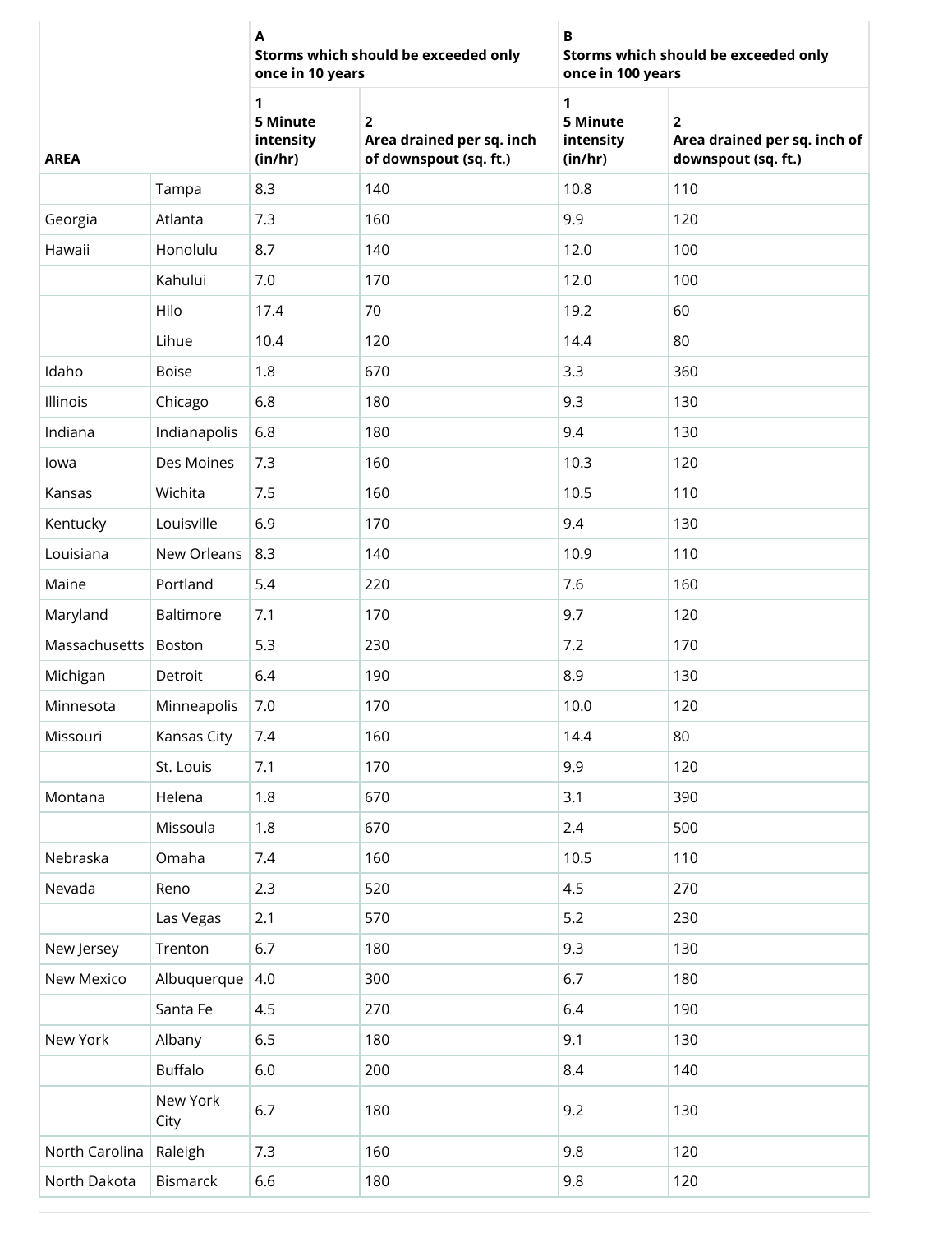| AREA | | A Storms which should be exceeded only once in 10 years | | B Storms which should be exceeded only once in 100 years | |
|---|---|---|---|---|---|
| | | 1 5 Minute intensity (in/hr) | 2 Area drained per sq. inch of downspout (sq. ft.) | 1 5 Minute intensity (in/hr) | 2 Area drained per sq. inch of downspout (sq. ft.) |
| | Tampa | 8.3 | 140 | 10.8 | 110 |
| Georgia | Atlanta | 7.3 | 160 | 9.9 | 120 |
| Hawaii | Honolulu | 8.7 | 140 | 12.0 | 100 |
| | Kahului | 7.0 | 170 | 12.0 | 100 |
| | Hilo | 17.4 | 70 | 19.2 | 60 |
| | Lihue | 10.4 | 120 | 14.4 | 80 |
| Idaho | Boise | 1.8 | 670 | 3.3 | 360 |
| Illinois | Chicago | 6.8 | 180 | 9.3 | 130 |
| Indiana | Indianapolis | 6.8 | 180 | 9.4 | 130 |
| Iowa | Des Moines | 7.3 | 160 | 10.3 | 120 |
| Kansas | Wichita | 7.5 | 160 | 10.5 | 110 |
| Kentucky | Louisville | 6.9 | 170 | 9.4 | 130 |
| Louisiana | New Orleans | 8.3 | 140 | 10.9 | 110 |
| Maine | Portland | 5.4 | 220 | 7.6 | 160 |
| Maryland | Baltimore | 7.1 | 170 | 9.7 | 120 |
| Massachusetts | Boston | 5.3 | 230 | 7.2 | 170 |
| Michigan | Detroit | 6.4 | 190 | 8.9 | 130 |
| Minnesota | Minneapolis | 7.0 | 170 | 10.0 | 120 |
| Missouri | Kansas City | 7.4 | 160 | 14.4 | 80 |
| | St. Louis | 7.1 | 170 | 9.9 | 120 |
| Montana | Helena | 1.8 | 670 | 3.1 | 390 |
| | Missoula | 1.8 | 670 | 2.4 | 500 |
| Nebraska | Omaha | 7.4 | 160 | 10.5 | 110 |
| Nevada | Reno | 2.3 | 520 | 4.5 | 270 |
| | Las Vegas | 2.1 | 570 | 5.2 | 230 |
| New Jersey | Trenton | 6.7 | 180 | 9.3 | 130 |
| New Mexico | Albuquerque | 4.0 | 300 | 6.7 | 180 |
| | Santa Fe | 4.5 | 270 | 6.4 | 190 |
| New York | Albany | 6.5 | 180 | 9.1 | 130 |
| | Buffalo | 6.0 | 200 | 8.4 | 140 |
| | New York City | 6.7 | 180 | 9.2 | 130 |
| North Carolina | Raleigh | 7.3 | 160 | 9.8 | 120 |
| North Dakota | Bismarck | 6.6 | 180 | 9.8 | 120 |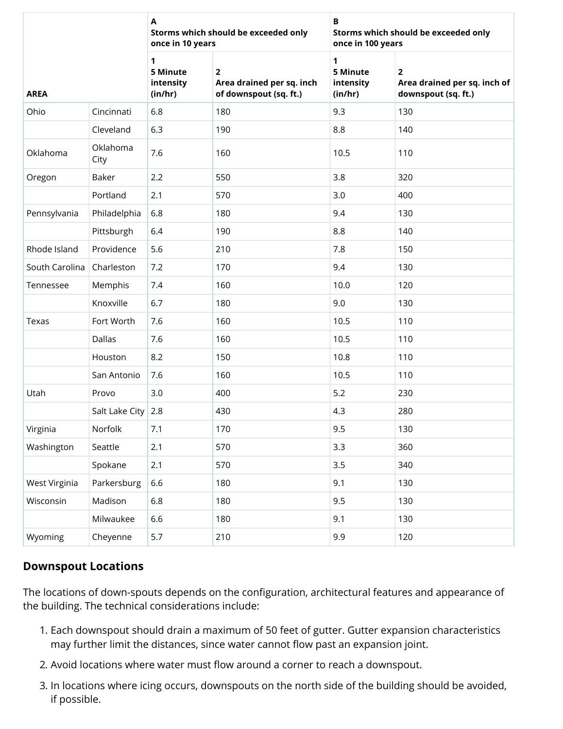| AREA | | A<br>Storms which should be exceeded only once in 10 years | | B<br>Storms which should be exceeded only once in 100 years | |
|---|---|---|---|---|---|
| | | 1<br>5 Minute intensity (in/hr) | 2<br>Area drained per sq. inch of downspout (sq. ft.) | 1<br>5 Minute intensity (in/hr) | 2<br>Area drained per sq. inch of downspout (sq. ft.) |
| Ohio | Cincinnati | 6.8 | 180 | 9.3 | 130 |
| | Cleveland | 6.3 | 190 | 8.8 | 140 |
| Oklahoma | Oklahoma City | 7.6 | 160 | 10.5 | 110 |
| Oregon | Baker | 2.2 | 550 | 3.8 | 320 |
| | Portland | 2.1 | 570 | 3.0 | 400 |
| Pennsylvania | Philadelphia | 6.8 | 180 | 9.4 | 130 |
| | Pittsburgh | 6.4 | 190 | 8.8 | 140 |
| Rhode Island | Providence | 5.6 | 210 | 7.8 | 150 |
| South Carolina | Charleston | 7.2 | 170 | 9.4 | 130 |
| Tennessee | Memphis | 7.4 | 160 | 10.0 | 120 |
| | Knoxville | 6.7 | 180 | 9.0 | 130 |
| Texas | Fort Worth | 7.6 | 160 | 10.5 | 110 |
| | Dallas | 7.6 | 160 | 10.5 | 110 |
| | Houston | 8.2 | 150 | 10.8 | 110 |
| | San Antonio | 7.6 | 160 | 10.5 | 110 |
| Utah | Provo | 3.0 | 400 | 5.2 | 230 |
| | Salt Lake City | 2.8 | 430 | 4.3 | 280 |
| Virginia | Norfolk | 7.1 | 170 | 9.5 | 130 |
| Washington | Seattle | 2.1 | 570 | 3.3 | 360 |
| | Spokane | 2.1 | 570 | 3.5 | 340 |
| West Virginia | Parkersburg | 6.6 | 180 | 9.1 | 130 |
| Wisconsin | Madison | 6.8 | 180 | 9.5 | 130 |
| | Milwaukee | 6.6 | 180 | 9.1 | 130 |
| Wyoming | Cheyenne | 5.7 | 210 | 9.9 | 120 |

## Downspout Locations

The locations of down-spouts depends on the configuration, architectural features and appearance of the building. The technical considerations include:

1. Each downspout should drain a maximum of 50 feet of gutter. Gutter expansion characteristics may further limit the distances, since water cannot flow past an expansion joint.
2. Avoid locations where water must flow around a corner to reach a downspout.
3. In locations where icing occurs, downspouts on the north side of the building should be avoided, if possible.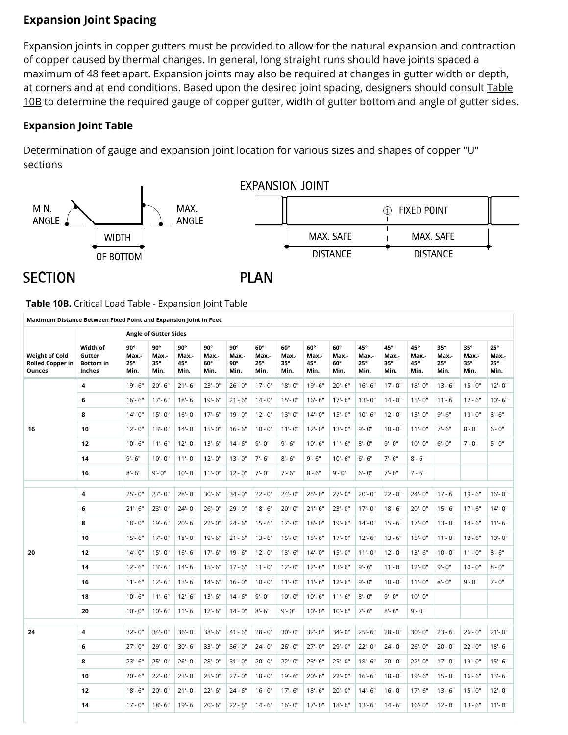## Expansion Joint Spacing

Expansion joints in copper gutters must be provided to allow for the natural expansion and contraction of copper caused by thermal changes. In general, long straight runs should have joints spaced a maximum of 48 feet apart. Expansion joints may also be required at changes in gutter width or depth, at corners and at end conditions. Based upon the desired joint spacing, designers should consult Table 10B to determine the required gauge of copper gutter, width of gutter bottom and angle of gutter sides.

## Expansion Joint Table

Determination of gauge and expansion joint location for various sizes and shapes of copper "U" sections

**Table 10B.** Critical Load Table - Expansion Joint Table

| Maximum Distance Between Fixed Point and Expansion Joint in Feet | | | | | | | | | | | | | | | | |
|---|---|---|---|---|---|---|---|---|---|---|---|---|---|---|---|---|
| | | Angle of Gutter Sides | | | | | | | | | | | | | | |
| Weight of Cold Rolled Copper in Ounces | Width of Gutter Bottom in Inches | 90° Max.-25° Min. | 90° Max.-35° Min. | 90° Max.-45° Min. | 90° Max.-60° Min. | 90° Max.-90° Min. | 60° Max.-25° Min. | 60° Max.-35° Min. | 60° Max.-45° Min. | 60° Max.-60° Min. | 45° Max.-25° Min. | 45° Max.-35° Min. | 45° Max.-45° Min. | 35° Max.-25° Min. | 35° Max.-35° Min. | 25° Max.-25° Min. |
| 16 | 4 | 19'- 6" | 20'- 6" | 21'- 6" | 23'- 0" | 26'- 0" | 17'- 0" | 18'- 0" | 19'- 6" | 20'- 6" | 16'- 6" | 17'- 0" | 18'- 0" | 13'- 6" | 15'- 0" | 12'- 0" |
| | 6 | 16'- 6" | 17'- 6" | 18'- 6" | 19'- 6" | 21'- 6" | 14'- 0" | 15'- 0" | 16'- 6" | 17'- 6" | 13'- 0" | 14'- 0" | 15'- 0" | 11'- 6" | 12'- 6" | 10'- 6" |
| | 8 | 14'- 0" | 15'- 0" | 16'- 0" | 17'- 6" | 19'- 0" | 12'- 0" | 13'- 0" | 14'- 0" | 15'- 0" | 10'- 6" | 12'- 0" | 13'- 0" | 9'- 6" | 10'- 0" | 8'- 6" |
| | 10 | 12'- 0" | 13'- 0" | 14'- 0" | 15'- 0" | 16'- 6" | 10'- 0" | 11'- 0" | 12'- 0" | 13'- 0" | 9'- 0" | 10'- 0" | 11'- 0" | 7'- 6" | 8'- 0" | 6'- 0" |
| | 12 | 10'- 6" | 11'- 6" | 12'- 0" | 13'- 6" | 14'- 6" | 9'- 0" | 9'- 6" | 10'- 6" | 11'- 6" | 8'- 0" | 9'- 0" | 10'- 0" | 6'- 0" | 7'- 0" | 5'- 0" |
| | 14 | 9'- 6" | 10'- 0" | 11'- 0" | 12'- 0" | 13'- 0" | 7'- 6" | 8'- 6" | 9'- 6" | 10'- 6" | 6'- 6" | 7'- 6" | 8'- 6" | | | |
| | 16 | 8'- 6" | 9'- 0" | 10'- 0" | 11'- 0" | 12'- 0" | 7'- 0" | 7'- 6" | 8'- 6" | 9'- 0" | 6'- 0" | 7'- 0" | 7'- 6" | | | |
| 20 | 4 | 25'- 0" | 27'- 0" | 28'- 0" | 30'- 6" | 34'- 0" | 22'- 0" | 24'- 0" | 25'- 0" | 27'- 0" | 20'- 0" | 22'- 0" | 24'- 0" | 17'- 6" | 19'- 6" | 16'- 0" |
| | 6 | 21'- 6" | 23'- 0" | 24'- 0" | 26'- 0" | 29'- 0" | 18'- 6" | 20'- 0" | 21'- 6" | 23'- 0" | 17'- 0" | 18'- 6" | 20'- 0" | 15'- 6" | 17'- 6" | 14'- 0" |
| | 8 | 18'- 0" | 19'- 6" | 20'- 6" | 22'- 0" | 24'- 6" | 15'- 6" | 17'- 0" | 18'- 0" | 19'- 6" | 14'- 0" | 15'- 6" | 17'- 0" | 13'- 0" | 14'- 6" | 11'- 6" |
| | 10 | 15'- 6" | 17'- 0" | 18'- 0" | 19'- 6" | 21'- 6" | 13'- 6" | 15'- 0" | 15'- 6" | 17'- 0" | 12'- 6" | 13'- 6" | 15'- 0" | 11'- 0" | 12'- 6" | 10'- 0" |
| | 12 | 14'- 0" | 15'- 0" | 16'- 6" | 17'- 6" | 19'- 6" | 12'- 0" | 13'- 6" | 14'- 0" | 15'- 0" | 11'- 0" | 12'- 0" | 13'- 6" | 10'- 0" | 11'- 0" | 8'- 6" |
| | 14 | 12'- 6" | 13'- 6" | 14'- 6" | 15'- 6" | 17'- 6" | 11'- 0" | 12'- 0" | 12'- 6" | 13'- 6" | 9'- 6" | 11'- 0" | 12'- 0" | 9'- 0" | 10'- 0" | 8'- 0" |
| | 16 | 11'- 6" | 12'- 6" | 13'- 6" | 14'- 6" | 16'- 0" | 10'- 0" | 11'- 0" | 11'- 6" | 12'- 6" | 9'- 0" | 10'- 0" | 11'- 0" | 8'- 0" | 9'- 0" | 7'- 0" |
| | 18 | 10'- 6" | 11'- 6" | 12'- 6" | 13'- 6" | 14'- 6" | 9'- 0" | 10'- 0" | 10'- 6" | 11'- 6" | 8'- 0" | 9'- 0" | 10'- 0" | | | |
| | 20 | 10'- 0" | 10'- 6" | 11'- 6" | 12'- 6" | 14'- 0" | 8'- 6" | 9'- 0" | 10'- 0" | 10'- 6" | 7'- 6" | 8'- 6" | 9'- 0" | | | |
| 24 | 4 | 32'- 0" | 34'- 0" | 36'- 0" | 38'- 6" | 41'- 6" | 28'- 0" | 30'- 0" | 32'- 0" | 34'- 0" | 25'- 6" | 28'- 0" | 30'- 0" | 23'- 6" | 26'- 0" | 21'- 0" |
| | 6 | 27'- 0" | 29'- 0" | 30'- 6" | 33'- 0" | 36'- 0" | 24'- 0" | 26'- 0" | 27'- 0" | 29'- 0" | 22'- 0" | 24'- 0" | 26'- 0" | 20'- 0" | 22'- 0" | 18'- 6" |
| | 8 | 23'- 6" | 25'- 0" | 26'- 0" | 28'- 0" | 31'- 0" | 20'- 0" | 22'- 0" | 23'- 6" | 25'- 0" | 18'- 6" | 20'- 0" | 22'- 0" | 17'- 0" | 19'- 0" | 15'- 6" |
| | 10 | 20'- 6" | 22'- 0" | 23'- 0" | 25'- 0" | 27'- 0" | 18'- 0" | 19'- 6" | 20'- 6" | 22'- 0" | 16'- 6" | 18'- 0" | 19'- 6" | 15'- 0" | 16'- 6" | 13'- 6" |
| | 12 | 18'- 6" | 20'- 0" | 21'- 0" | 22'- 6" | 24'- 6" | 16'- 0" | 17'- 6" | 18'- 6" | 20'- 0" | 14'- 6" | 16'- 0" | 17'- 6" | 13'- 6" | 15'- 0" | 12'- 0" |
| | 14 | 17'- 0" | 18'- 6" | 19'- 6" | 20'- 6" | 22'- 6" | 14'- 6" | 16'- 0" | 17'- 0" | 18'- 6" | 13'- 6" | 14'- 6" | 16'- 0" | 12'- 0" | 13'- 6" | 11'- 0" |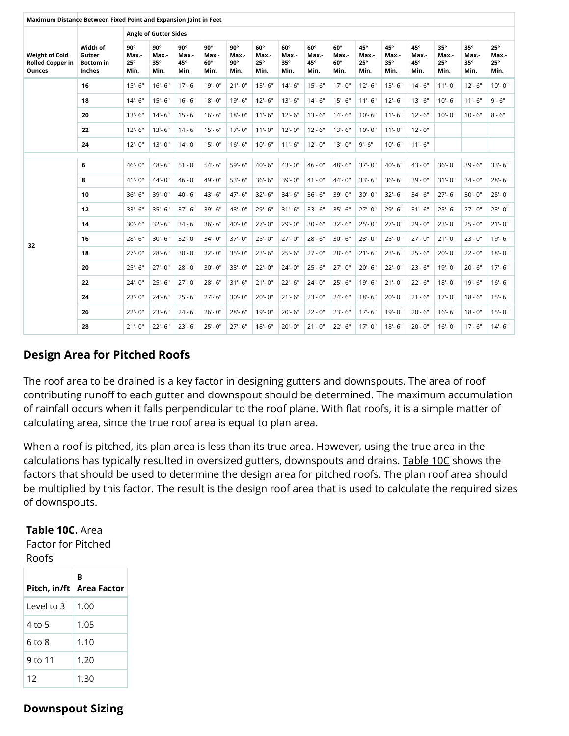| Maximum Distance Between Fixed Point and Expansion Joint in Feet | | | | | | | | | | | | | | | | |
|---|---|---|---|---|---|---|---|---|---|---|---|---|---|---|---|---|
| | | Angle of Gutter Sides | | | | | | | | | | | | | | |
| Weight of Cold Rolled Copper in Ounces | Width of Gutter Bottom in Inches | 90° Max.- 25° Min. | 90° Max.- 35° Min. | 90° Max.- 45° Min. | 90° Max.- 60° Min. | 90° Max.- 90° Min. | 60° Max.- 25° Min. | 60° Max.- 35° Min. | 60° Max.- 45° Min. | 60° Max.- 60° Min. | 45° Max.- 25° Min. | 45° Max.- 35° Min. | 45° Max.- 45° Min. | 35° Max.- 25° Min. | 35° Max.- 35° Min. | 25° Max.- 25° Min. |
| | 16 | 15'- 6" | 16'- 6" | 17'- 6" | 19'- 0" | 21'- 0" | 13'- 6" | 14'- 6" | 15'- 6" | 17'- 0" | 12'- 6" | 13'- 6" | 14'- 6" | 11'- 0" | 12'- 6" | 10'- 0" |
| | 18 | 14'- 6" | 15'- 6" | 16'- 6" | 18'- 0" | 19'- 6" | 12'- 6" | 13'- 6" | 14'- 6" | 15'- 6" | 11'- 6" | 12'- 6" | 13'- 6" | 10'- 6" | 11'- 6" | 9'- 6" |
| | 20 | 13'- 6" | 14'- 6" | 15'- 6" | 16'- 6" | 18'- 0" | 11'- 6" | 12'- 6" | 13'- 6" | 14'- 6" | 10'- 6" | 11'- 6" | 12'- 6" | 10'- 0" | 10'- 6" | 8'- 6" |
| | 22 | 12'- 6" | 13'- 6" | 14'- 6" | 15'- 6" | 17'- 0" | 11'- 0" | 12'- 0" | 12'- 6" | 13'- 6" | 10'- 0" | 11'- 0" | 12'- 0" | | | |
| | 24 | 12'- 0" | 13'- 0" | 14'- 0" | 15'- 0" | 16'- 6" | 10'- 6" | 11'- 6" | 12'- 0" | 13'- 0" | 9'- 6" | 10'- 6" | 11'- 6" | | | |
| 32 | 6 | 46'- 0" | 48'- 6" | 51'- 0" | 54'- 6" | 59'- 6" | 40'- 6" | 43'- 0" | 46'- 0" | 48'- 6" | 37'- 0" | 40'- 6" | 43'- 0" | 36'- 0" | 39'- 6" | 33'- 6" |
| | 8 | 41'- 0" | 44'- 0" | 46'- 0" | 49'- 0" | 53'- 6" | 36'- 6" | 39'- 0" | 41'- 0" | 44'- 0" | 33'- 6" | 36'- 6" | 39'- 0" | 31'- 0" | 34'- 0" | 28'- 6" |
| | 10 | 36'- 6" | 39'- 0" | 40'- 6" | 43'- 6" | 47'- 6" | 32'- 6" | 34'- 6" | 36'- 6" | 39'- 0" | 30'- 0" | 32'- 6" | 34'- 6" | 27'- 6" | 30'- 0" | 25'- 0" |
| | 12 | 33'- 6" | 35'- 6" | 37'- 6" | 39'- 6" | 43'- 0" | 29'- 6" | 31'- 6" | 33'- 6" | 35'- 6" | 27'- 0" | 29'- 6" | 31'- 6" | 25'- 6" | 27'- 0" | 23'- 0" |
| | 14 | 30'- 6" | 32'- 6" | 34'- 6" | 36'- 6" | 40'- 0" | 27'- 0" | 29'- 0" | 30'- 6" | 32'- 6" | 25'- 0" | 27'- 0" | 29'- 0" | 23'- 0" | 25'- 0" | 21'- 0" |
| | 16 | 28'- 6" | 30'- 6" | 32'- 0" | 34'- 0" | 37'- 0" | 25'- 0" | 27'- 0" | 28'- 6" | 30'- 6" | 23'- 0" | 25'- 0" | 27'- 0" | 21'- 0" | 23'- 0" | 19'- 6" |
| | 18 | 27'- 0" | 28'- 6" | 30'- 0" | 32'- 0" | 35'- 0" | 23'- 6" | 25'- 6" | 27'- 0" | 28'- 6" | 21'- 6" | 23'- 6" | 25'- 6" | 20'- 0" | 22'- 0" | 18'- 0" |
| | 20 | 25'- 6" | 27'- 0" | 28'- 0" | 30'- 0" | 33'- 0" | 22'- 0" | 24'- 0" | 25'- 6" | 27'- 0" | 20'- 6" | 22'- 0" | 23'- 6" | 19'- 0" | 20'- 6" | 17'- 6" |
| | 22 | 24'- 0" | 25'- 6" | 27'- 0" | 28'- 6" | 31'- 6" | 21'- 0" | 22'- 6" | 24'- 0" | 25'- 6" | 19'- 6" | 21'- 0" | 22'- 6" | 18'- 0" | 19'- 6" | 16'- 6" |
| | 24 | 23'- 0" | 24'- 6" | 25'- 6" | 27'- 6" | 30'- 0" | 20'- 0" | 21'- 6" | 23'- 0" | 24'- 6" | 18'- 6" | 20'- 0" | 21'- 6" | 17'- 0" | 18'- 6" | 15'- 6" |
| | 26 | 22'- 0" | 23'- 6" | 24'- 6" | 26'- 0" | 28'- 6" | 19'- 0" | 20'- 6" | 22'- 0" | 23'- 6" | 17'- 6" | 19'- 0" | 20'- 6" | 16'- 6" | 18'- 0" | 15'- 0" |
| | 28 | 21'- 0" | 22'- 6" | 23'- 6" | 25'- 0" | 27'- 6" | 18'- 6" | 20'- 0" | 21'- 0" | 22'- 6" | 17'- 0" | 18'- 6" | 20'- 0" | 16'- 0" | 17'- 6" | 14'- 6" |

## Design Area for Pitched Roofs

The roof area to be drained is a key factor in designing gutters and downspouts. The area of roof contributing runoff to each gutter and downspout should be determined. The maximum accumulation of rainfall occurs when it falls perpendicular to the roof plane. With flat roofs, it is a simple matter of calculating area, since the true roof area is equal to plan area.

When a roof is pitched, its plan area is less than its true area. However, using the true area in the calculations has typically resulted in oversized gutters, downspouts and drains. Table 10C shows the factors that should be used to determine the design area for pitched roofs. The plan roof area should be multiplied by this factor. The result is the design roof area that is used to calculate the required sizes of downspouts.

**Table 10C.** Area Factor for Pitched Roofs

| Pitch, in/ft | B Area Factor |
|---|---|
| Level to 3 | 1.00 |
| 4 to 5 | 1.05 |
| 6 to 8 | 1.10 |
| 9 to 11 | 1.20 |
| 12 | 1.30 |

## Downspout Sizing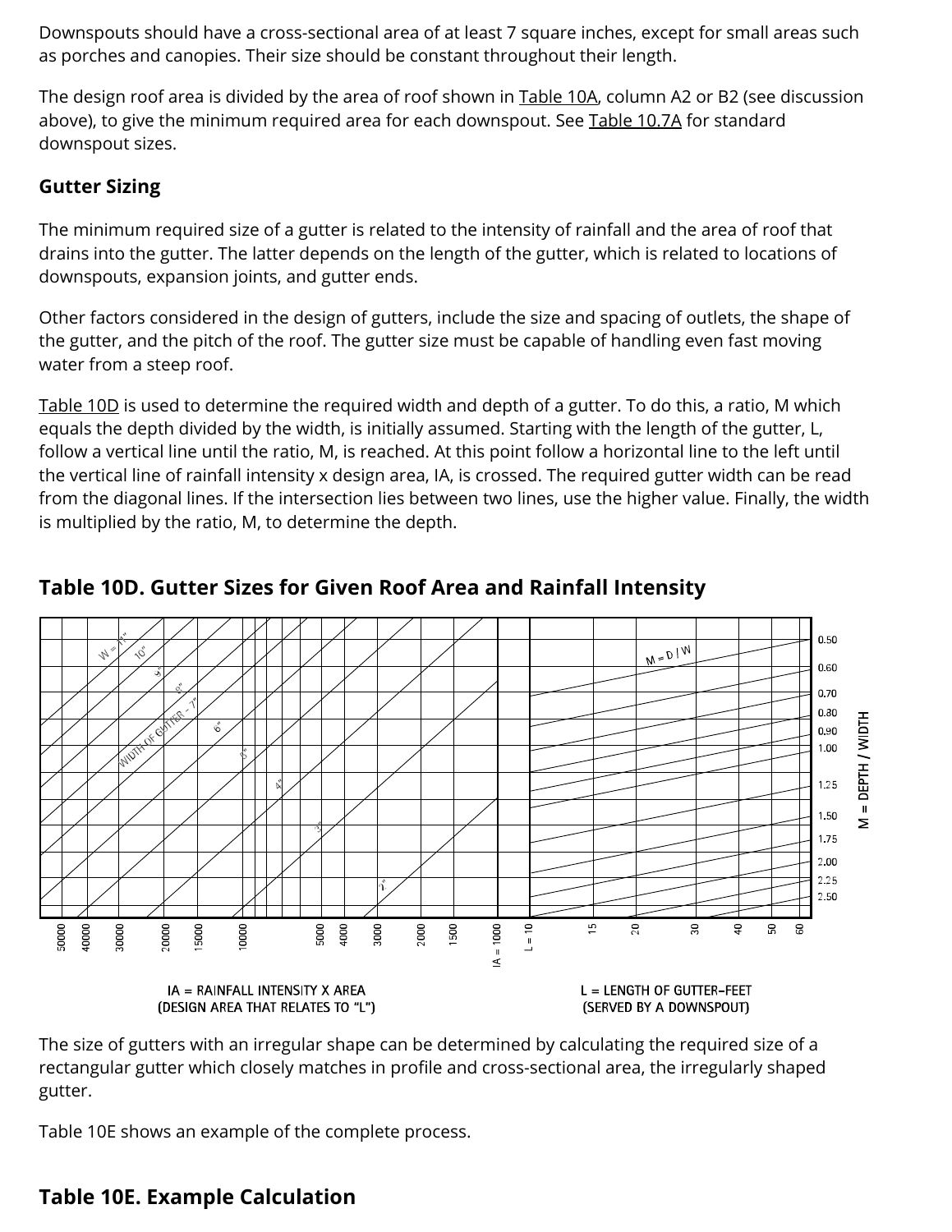Downspouts should have a cross-sectional area of at least 7 square inches, except for small areas such as porches and canopies. Their size should be constant throughout their length.

The design roof area is divided by the area of roof shown in Table 10A, column A2 or B2 (see discussion above), to give the minimum required area for each downspout. See Table 10.7A for standard downspout sizes.

### Gutter Sizing

The minimum required size of a gutter is related to the intensity of rainfall and the area of roof that drains into the gutter. The latter depends on the length of the gutter, which is related to locations of downspouts, expansion joints, and gutter ends.

Other factors considered in the design of gutters, include the size and spacing of outlets, the shape of the gutter, and the pitch of the roof. The gutter size must be capable of handling even fast moving water from a steep roof.

Table 10D is used to determine the required width and depth of a gutter. To do this, a ratio, M which equals the depth divided by the width, is initially assumed. Starting with the length of the gutter, L, follow a vertical line until the ratio, M, is reached. At this point follow a horizontal line to the left until the vertical line of rainfall intensity x design area, IA, is crossed. The required gutter width can be read from the diagonal lines. If the intersection lies between two lines, use the higher value. Finally, the width is multiplied by the ratio, M, to determine the depth.

### Table 10D. Gutter Sizes for Given Roof Area and Rainfall Intensity

IA = RAINFALL INTENSITY X AREA (DESIGN AREA THAT RELATES TO "L")

L = LENGTH OF GUTTER–FEET (SERVED BY A DOWNSPOUT)

M = DEPTH / WIDTH

The size of gutters with an irregular shape can be determined by calculating the required size of a rectangular gutter which closely matches in profile and cross-sectional area, the irregularly shaped gutter.

Table 10E shows an example of the complete process.

### Table 10E. Example Calculation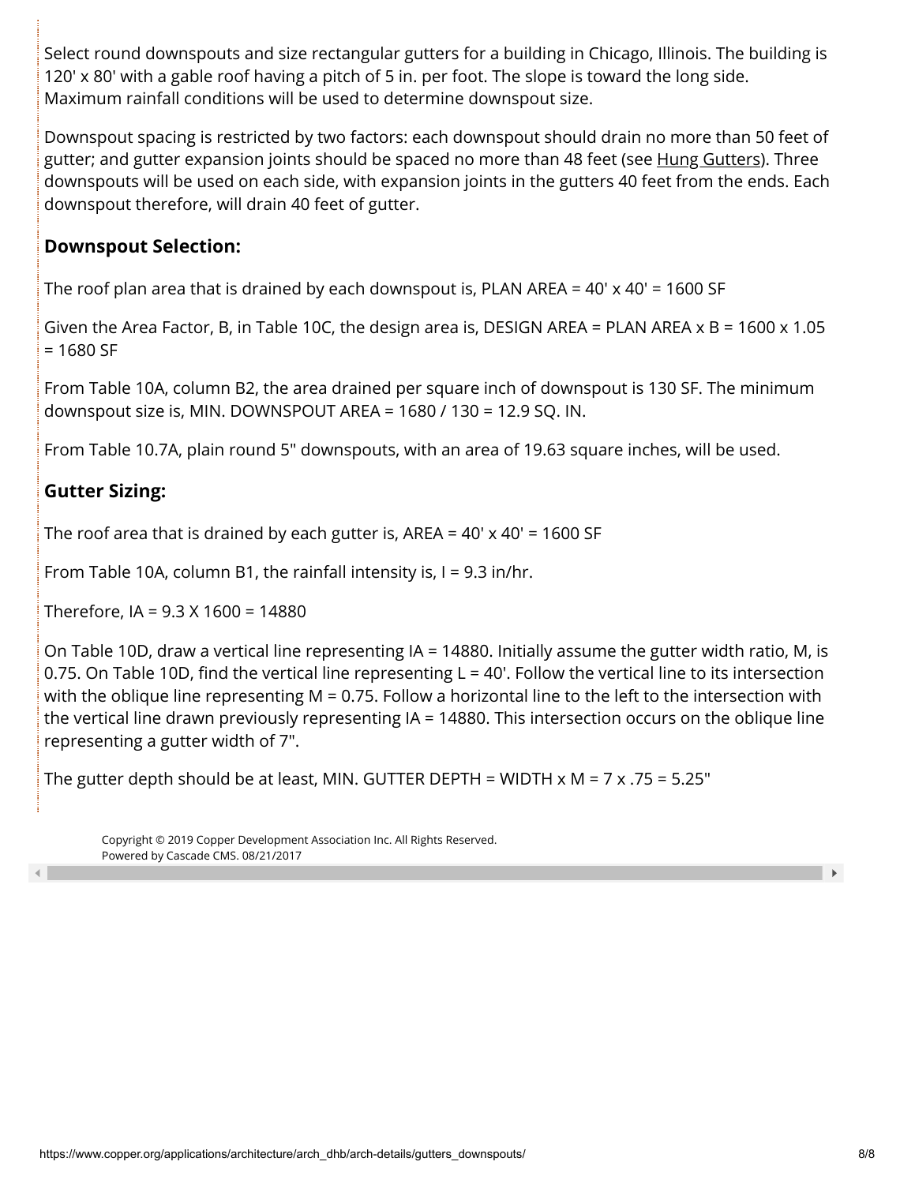Select round downspouts and size rectangular gutters for a building in Chicago, Illinois. The building is 120' x 80' with a gable roof having a pitch of 5 in. per foot. The slope is toward the long side. Maximum rainfall conditions will be used to determine downspout size.

Downspout spacing is restricted by two factors: each downspout should drain no more than 50 feet of gutter; and gutter expansion joints should be spaced no more than 48 feet (see Hung Gutters). Three downspouts will be used on each side, with expansion joints in the gutters 40 feet from the ends. Each downspout therefore, will drain 40 feet of gutter.

### Downspout Selection:

The roof plan area that is drained by each downspout is, PLAN AREA = 40' x 40' = 1600 SF

Given the Area Factor, B, in Table 10C, the design area is, DESIGN AREA = PLAN AREA x B = 1600 x 1.05 = 1680 SF

From Table 10A, column B2, the area drained per square inch of downspout is 130 SF. The minimum downspout size is, MIN. DOWNSPOUT AREA = 1680 / 130 = 12.9 SQ. IN.

From Table 10.7A, plain round 5" downspouts, with an area of 19.63 square inches, will be used.

### Gutter Sizing:

The roof area that is drained by each gutter is, AREA = 40' x 40' = 1600 SF

From Table 10A, column B1, the rainfall intensity is, I = 9.3 in/hr.

Therefore, IA = 9.3 X 1600 = 14880

On Table 10D, draw a vertical line representing IA = 14880. Initially assume the gutter width ratio, M, is 0.75. On Table 10D, find the vertical line representing L = 40'. Follow the vertical line to its intersection with the oblique line representing M = 0.75. Follow a horizontal line to the left to the intersection with the vertical line drawn previously representing IA = 14880. This intersection occurs on the oblique line representing a gutter width of 7".

The gutter depth should be at least, MIN. GUTTER DEPTH = WIDTH x M = 7 x .75 = 5.25"

Copyright © 2019 Copper Development Association Inc. All Rights Reserved.
Powered by Cascade CMS. 08/21/2017